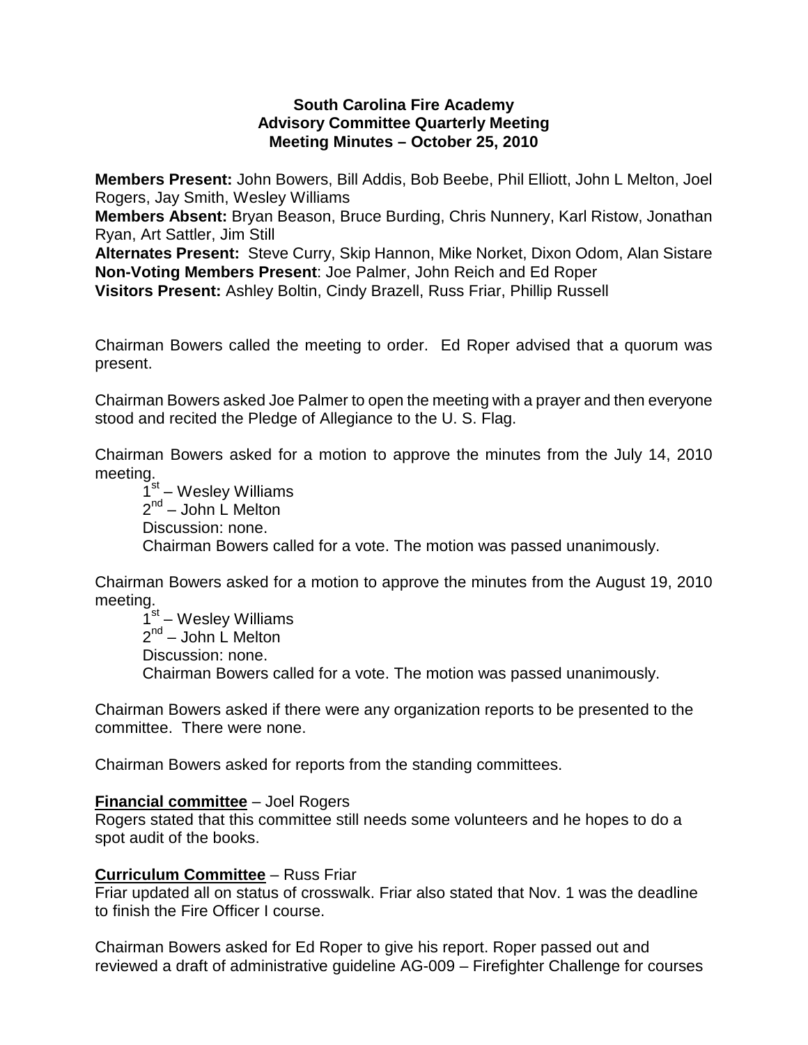**South Carolina Fire Academy**
**Advisory Committee Quarterly Meeting**
**Meeting Minutes – October 25, 2010**

**Members Present:** John Bowers, Bill Addis, Bob Beebe, Phil Elliott, John L Melton, Joel Rogers, Jay Smith, Wesley Williams
**Members Absent:** Bryan Beason, Bruce Burding, Chris Nunnery, Karl Ristow, Jonathan Ryan, Art Sattler, Jim Still
**Alternates Present:** Steve Curry, Skip Hannon, Mike Norket, Dixon Odom, Alan Sistare
**Non-Voting Members Present**: Joe Palmer, John Reich and Ed Roper
**Visitors Present:** Ashley Boltin, Cindy Brazell, Russ Friar, Phillip Russell

Chairman Bowers called the meeting to order. Ed Roper advised that a quorum was present.

Chairman Bowers asked Joe Palmer to open the meeting with a prayer and then everyone stood and recited the Pledge of Allegiance to the U. S. Flag.

Chairman Bowers asked for a motion to approve the minutes from the July 14, 2010 meeting.

1st – Wesley Williams
2nd – John L Melton
Discussion: none.
Chairman Bowers called for a vote. The motion was passed unanimously.

Chairman Bowers asked for a motion to approve the minutes from the August 19, 2010 meeting.

1st – Wesley Williams
2nd – John L Melton
Discussion: none.
Chairman Bowers called for a vote. The motion was passed unanimously.

Chairman Bowers asked if there were any organization reports to be presented to the committee. There were none.

Chairman Bowers asked for reports from the standing committees.

**Financial committee** – Joel Rogers
Rogers stated that this committee still needs some volunteers and he hopes to do a spot audit of the books.

**Curriculum Committee** – Russ Friar
Friar updated all on status of crosswalk. Friar also stated that Nov. 1 was the deadline to finish the Fire Officer I course.

Chairman Bowers asked for Ed Roper to give his report. Roper passed out and reviewed a draft of administrative guideline AG-009 – Firefighter Challenge for courses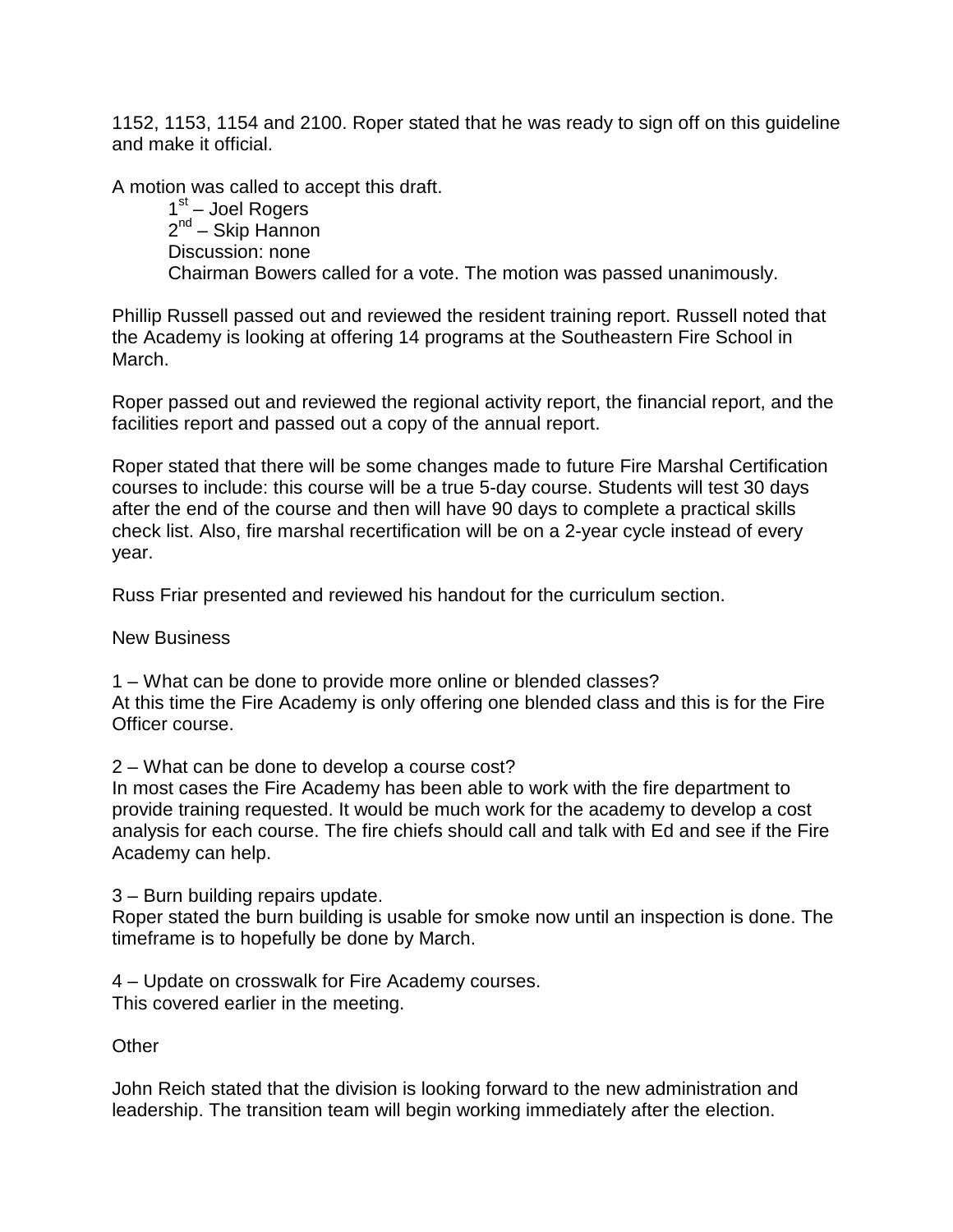1152, 1153, 1154 and 2100. Roper stated that he was ready to sign off on this guideline and make it official.

A motion was called to accept this draft.

1st – Joel Rogers  
2nd – Skip Hannon  
Discussion: none  
Chairman Bowers called for a vote. The motion was passed unanimously.

Phillip Russell passed out and reviewed the resident training report. Russell noted that the Academy is looking at offering 14 programs at the Southeastern Fire School in March.

Roper passed out and reviewed the regional activity report, the financial report, and the facilities report and passed out a copy of the annual report.

Roper stated that there will be some changes made to future Fire Marshal Certification courses to include: this course will be a true 5-day course. Students will test 30 days after the end of the course and then will have 90 days to complete a practical skills check list. Also, fire marshal recertification will be on a 2-year cycle instead of every year.

Russ Friar presented and reviewed his handout for the curriculum section.

New Business

1 – What can be done to provide more online or blended classes?  
At this time the Fire Academy is only offering one blended class and this is for the Fire Officer course.

2 – What can be done to develop a course cost?  
In most cases the Fire Academy has been able to work with the fire department to provide training requested. It would be much work for the academy to develop a cost analysis for each course. The fire chiefs should call and talk with Ed and see if the Fire Academy can help.

3 – Burn building repairs update.  
Roper stated the burn building is usable for smoke now until an inspection is done. The timeframe is to hopefully be done by March.

4 – Update on crosswalk for Fire Academy courses.  
This covered earlier in the meeting.

Other

John Reich stated that the division is looking forward to the new administration and leadership. The transition team will begin working immediately after the election.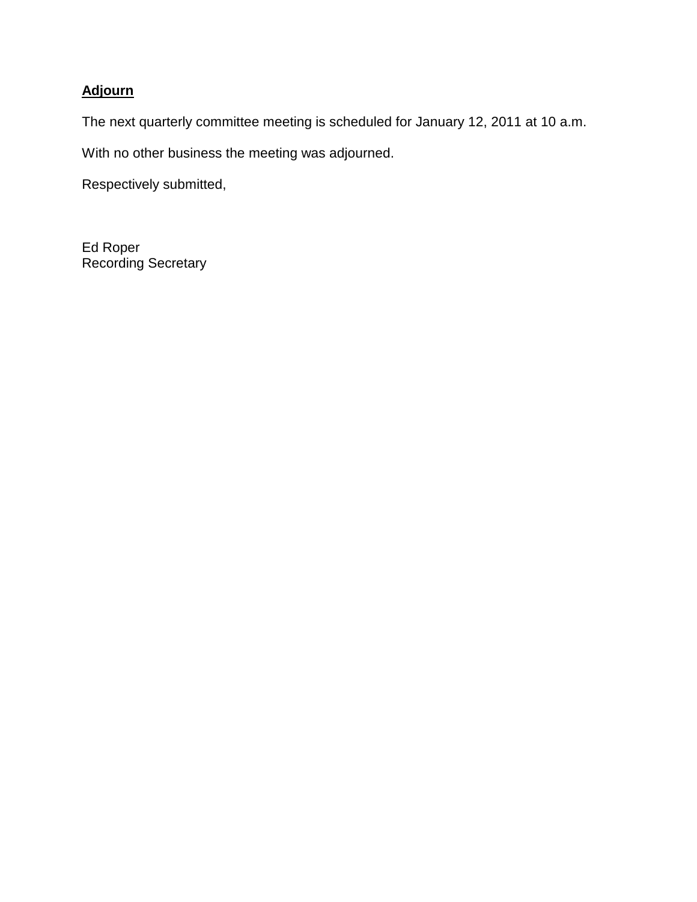**Adjourn**

The next quarterly committee meeting is scheduled for January 12, 2011 at 10 a.m.

With no other business the meeting was adjourned.

Respectively submitted,

Ed Roper
Recording Secretary